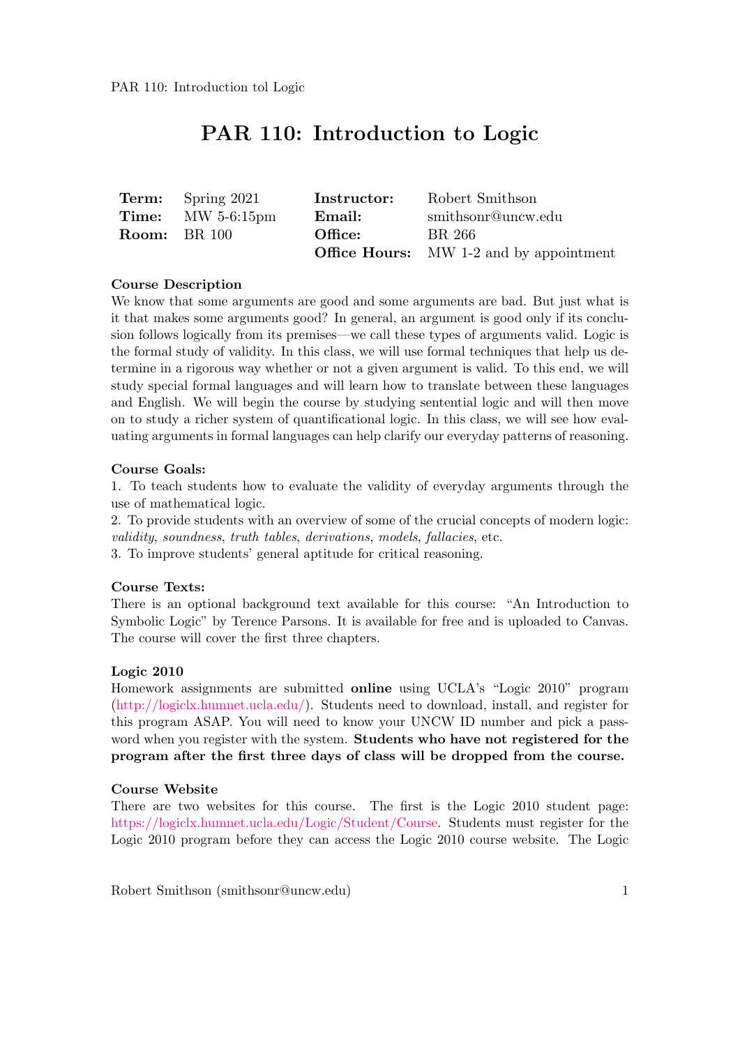# PAR 110: Introduction to Logic

| | | | |
|---|---|---|---|
| **Term:** | Spring 2021 | **Instructor:** | Robert Smithson |
| **Time:** | MW 5-6:15pm | **Email:** | smithsonr@uncw.edu |
| **Room:** | BR 100 | **Office:** | BR 266 |
| | | **Office Hours:** | MW 1-2 and by appointment |

**Course Description**

We know that some arguments are good and some arguments are bad. But just what is it that makes some arguments good? In general, an argument is good only if its conclusion follows logically from its premises—we call these types of arguments valid. Logic is the formal study of validity. In this class, we will use formal techniques that help us determine in a rigorous way whether or not a given argument is valid. To this end, we will study special formal languages and will learn how to translate between these languages and English. We will begin the course by studying sentential logic and will then move on to study a richer system of quantificational logic. In this class, we will see how evaluating arguments in formal languages can help clarify our everyday patterns of reasoning.

**Course Goals:**

1. To teach students how to evaluate the validity of everyday arguments through the use of mathematical logic.
2. To provide students with an overview of some of the crucial concepts of modern logic: *validity*, *soundness*, *truth tables*, *derivations*, *models*, *fallacies*, etc.
3. To improve students' general aptitude for critical reasoning.

**Course Texts:**

There is an optional background text available for this course: "An Introduction to Symbolic Logic" by Terence Parsons. It is available for free and is uploaded to Canvas. The course will cover the first three chapters.

**Logic 2010**

Homework assignments are submitted **online** using UCLA's "Logic 2010" program (http://logiclx.humnet.ucla.edu/). Students need to download, install, and register for this program ASAP. You will need to know your UNCW ID number and pick a password when you register with the system. **Students who have not registered for the program after the first three days of class will be dropped from the course.**

**Course Website**

There are two websites for this course. The first is the Logic 2010 student page: https://logiclx.humnet.ucla.edu/Logic/Student/Course. Students must register for the Logic 2010 program before they can access the Logic 2010 course website. The Logic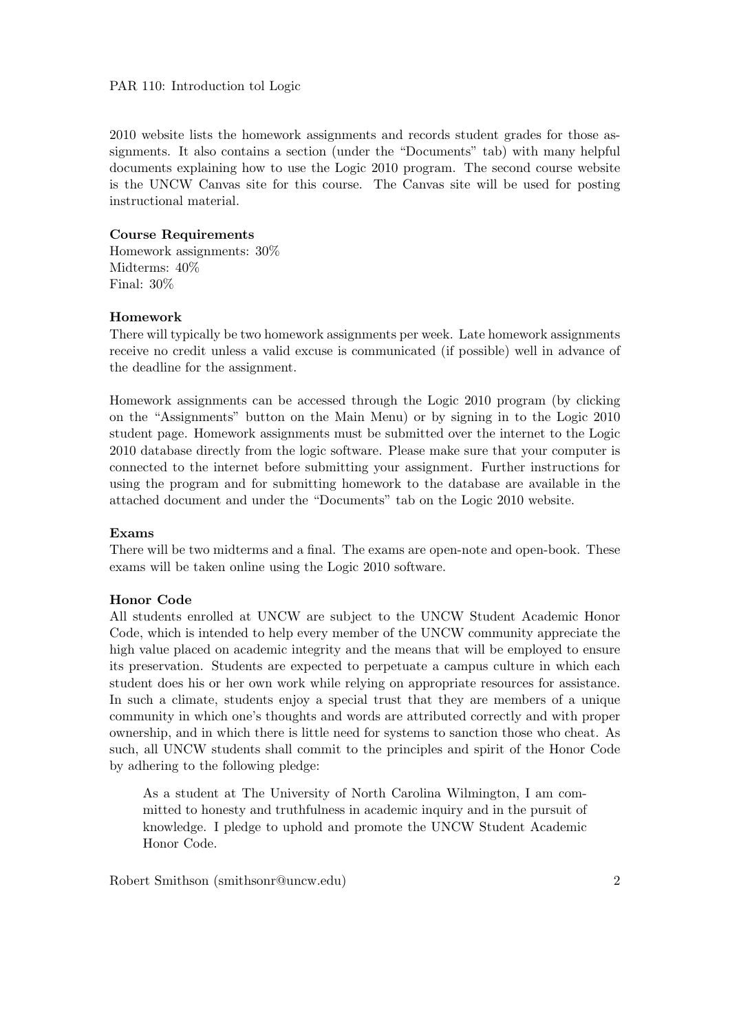2010 website lists the homework assignments and records student grades for those assignments. It also contains a section (under the "Documents" tab) with many helpful documents explaining how to use the Logic 2010 program. The second course website is the UNCW Canvas site for this course. The Canvas site will be used for posting instructional material.

**Course Requirements**

Homework assignments: 30%
Midterms: 40%
Final: 30%

**Homework**

There will typically be two homework assignments per week. Late homework assignments receive no credit unless a valid excuse is communicated (if possible) well in advance of the deadline for the assignment.

Homework assignments can be accessed through the Logic 2010 program (by clicking on the "Assignments" button on the Main Menu) or by signing in to the Logic 2010 student page. Homework assignments must be submitted over the internet to the Logic 2010 database directly from the logic software. Please make sure that your computer is connected to the internet before submitting your assignment. Further instructions for using the program and for submitting homework to the database are available in the attached document and under the "Documents" tab on the Logic 2010 website.

**Exams**

There will be two midterms and a final. The exams are open-note and open-book. These exams will be taken online using the Logic 2010 software.

**Honor Code**

All students enrolled at UNCW are subject to the UNCW Student Academic Honor Code, which is intended to help every member of the UNCW community appreciate the high value placed on academic integrity and the means that will be employed to ensure its preservation. Students are expected to perpetuate a campus culture in which each student does his or her own work while relying on appropriate resources for assistance. In such a climate, students enjoy a special trust that they are members of a unique community in which one's thoughts and words are attributed correctly and with proper ownership, and in which there is little need for systems to sanction those who cheat. As such, all UNCW students shall commit to the principles and spirit of the Honor Code by adhering to the following pledge:

> As a student at The University of North Carolina Wilmington, I am committed to honesty and truthfulness in academic inquiry and in the pursuit of knowledge. I pledge to uphold and promote the UNCW Student Academic Honor Code.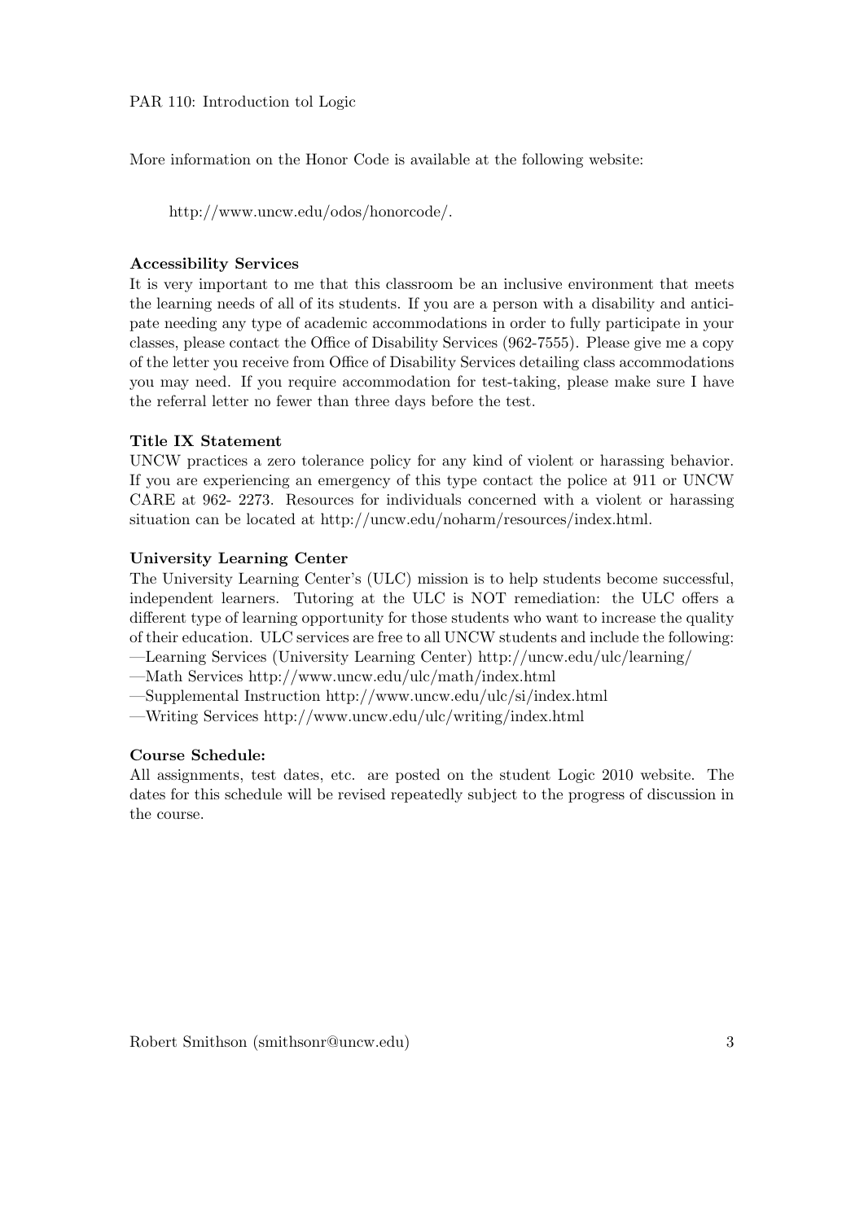More information on the Honor Code is available at the following website:

http://www.uncw.edu/odos/honorcode/.

**Accessibility Services**

It is very important to me that this classroom be an inclusive environment that meets the learning needs of all of its students. If you are a person with a disability and anticipate needing any type of academic accommodations in order to fully participate in your classes, please contact the Office of Disability Services (962-7555). Please give me a copy of the letter you receive from Office of Disability Services detailing class accommodations you may need. If you require accommodation for test-taking, please make sure I have the referral letter no fewer than three days before the test.

**Title IX Statement**

UNCW practices a zero tolerance policy for any kind of violent or harassing behavior. If you are experiencing an emergency of this type contact the police at 911 or UNCW CARE at 962- 2273. Resources for individuals concerned with a violent or harassing situation can be located at http://uncw.edu/noharm/resources/index.html.

**University Learning Center**

The University Learning Center's (ULC) mission is to help students become successful, independent learners. Tutoring at the ULC is NOT remediation: the ULC offers a different type of learning opportunity for those students who want to increase the quality of their education. ULC services are free to all UNCW students and include the following:

—Learning Services (University Learning Center) http://uncw.edu/ulc/learning/

—Math Services http://www.uncw.edu/ulc/math/index.html

—Supplemental Instruction http://www.uncw.edu/ulc/si/index.html

—Writing Services http://www.uncw.edu/ulc/writing/index.html

**Course Schedule:**

All assignments, test dates, etc. are posted on the student Logic 2010 website. The dates for this schedule will be revised repeatedly subject to the progress of discussion in the course.